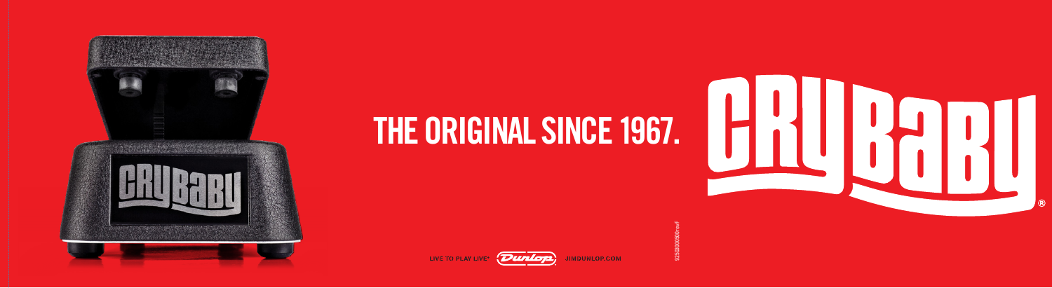# THE ORIGINAL SINCE 1967.

# CRYBABY®

LIVE TO PLAY LIVE® Dunlop JIMDUNLOP.COM

92580000930revF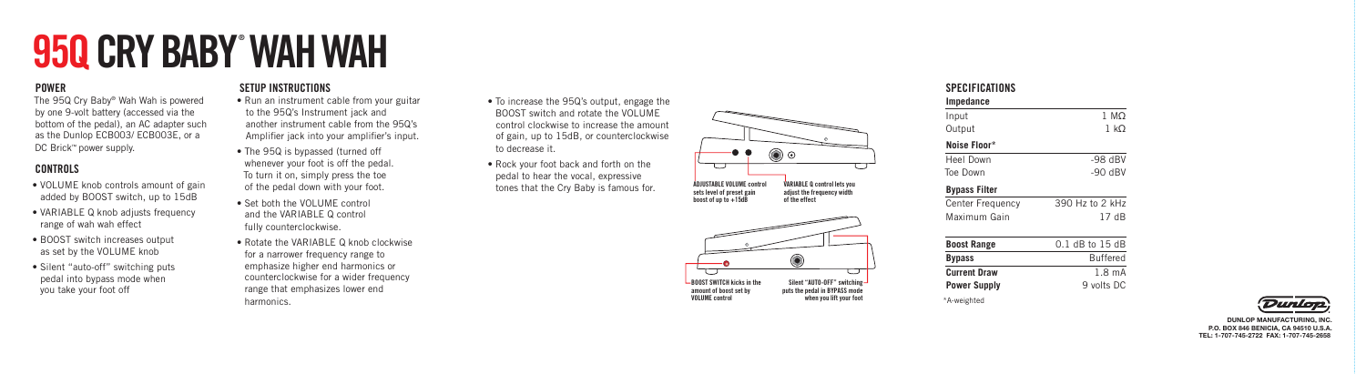# 95Q CRY BABY® WAH WAH

## POWER

The 95Q Cry Baby® Wah Wah is powered by one 9-volt battery (accessed via the bottom of the pedal), an AC adapter such as the Dunlop ECB003/ ECB003E, or a DC Brick™ power supply.

## CONTROLS

- VOLUME knob controls amount of gain added by BOOST switch, up to 15dB
- VARIABLE Q knob adjusts frequency range of wah wah effect
- BOOST switch increases output as set by the VOLUME knob
- Silent "auto-off" switching puts pedal into bypass mode when you take your foot off

## SETUP INSTRUCTIONS

- Run an instrument cable from your guitar to the 95Q's Instrument jack and another instrument cable from the 95Q's Amplifier jack into your amplifier's input.
- The 95Q is bypassed (turned off whenever your foot is off the pedal. To turn it on, simply press the toe of the pedal down with your foot.
- Set both the VOLUME control and the VARIABLE Q control fully counterclockwise.
- Rotate the VARIABLE Q knob clockwise for a narrower frequency range to emphasize higher end harmonics or counterclockwise for a wider frequency range that emphasizes lower end harmonics.
- To increase the 95Q's output, engage the BOOST switch and rotate the VOLUME control clockwise to increase the amount of gain, up to 15dB, or counterclockwise to decrease it.
- Rock your foot back and forth on the pedal to hear the vocal, expressive tones that the Cry Baby is famous for.

ADJUSTABLE VOLUME control sets level of preset gain boost of up to +15dB

VARIABLE Q control lets you adjust the frequency width of the effect

BOOST SWITCH kicks in the amount of boost set by VOLUME control

Silent "AUTO-OFF" switching puts the pedal in BYPASS mode when you lift your foot

## SPECIFICATIONS

| | |
|---|---|
| **Impedance** | |
| Input | 1 MΩ |
| Output | 1 kΩ |
| **Noise Floor*** | |
| Heel Down | -98 dBV |
| Toe Down | -90 dBV |
| **Bypass Filter** | |
| Center Frequency | 390 Hz to 2 kHz |
| Maximum Gain | 17 dB |
| **Boost Range** | 0.1 dB to 15 dB |
| **Bypass** | Buffered |
| **Current Draw** | 1.8 mA |
| **Power Supply** | 9 volts DC |

*A-weighted

Dunlop

DUNLOP MANUFACTURING, INC.
P.O. BOX 846 BENICIA, CA 94510 U.S.A.
TEL: 1-707-745-2722 FAX: 1-707-745-2658